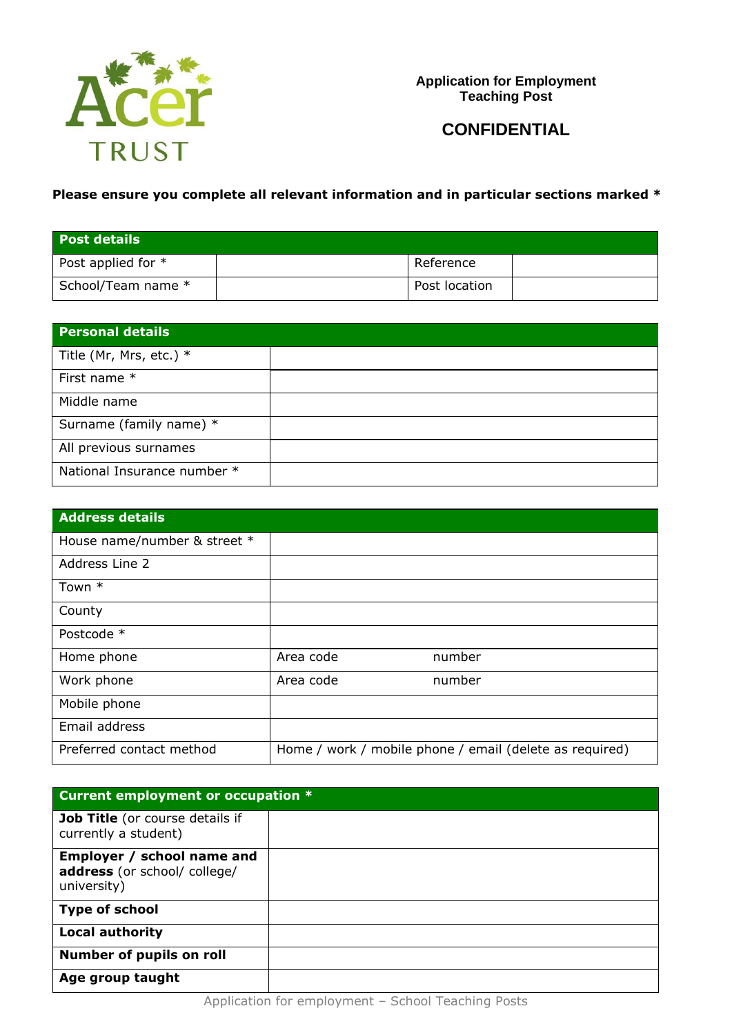Acer TRUST

**Application for Employment**
**Teaching Post**

**CONFIDENTIAL**

**Please ensure you complete all relevant information and in particular sections marked ***

| **Post details** | | | |
|---|---|---|---|
| Post applied for * | | Reference | |
| School/Team name * | | Post location | |

| **Personal details** | |
|---|---|
| Title (Mr, Mrs, etc.) * | |
| First name * | |
| Middle name | |
| Surname (family name) * | |
| All previous surnames | |
| National Insurance number * | |

| **Address details** | | |
|---|---|---|
| House name/number & street * | | |
| Address Line 2 | | |
| Town * | | |
| County | | |
| Postcode * | | |
| Home phone | Area code | number |
| Work phone | Area code | number |
| Mobile phone | | |
| Email address | | |
| Preferred contact method | Home / work / mobile phone / email (delete as required) | |

| **Current employment or occupation *** | |
|---|---|
| **Job Title** (or course details if currently a student) | |
| **Employer / school name and address** (or school/ college/ university) | |
| **Type of school** | |
| **Local authority** | |
| **Number of pupils on roll** | |
| **Age group taught** | |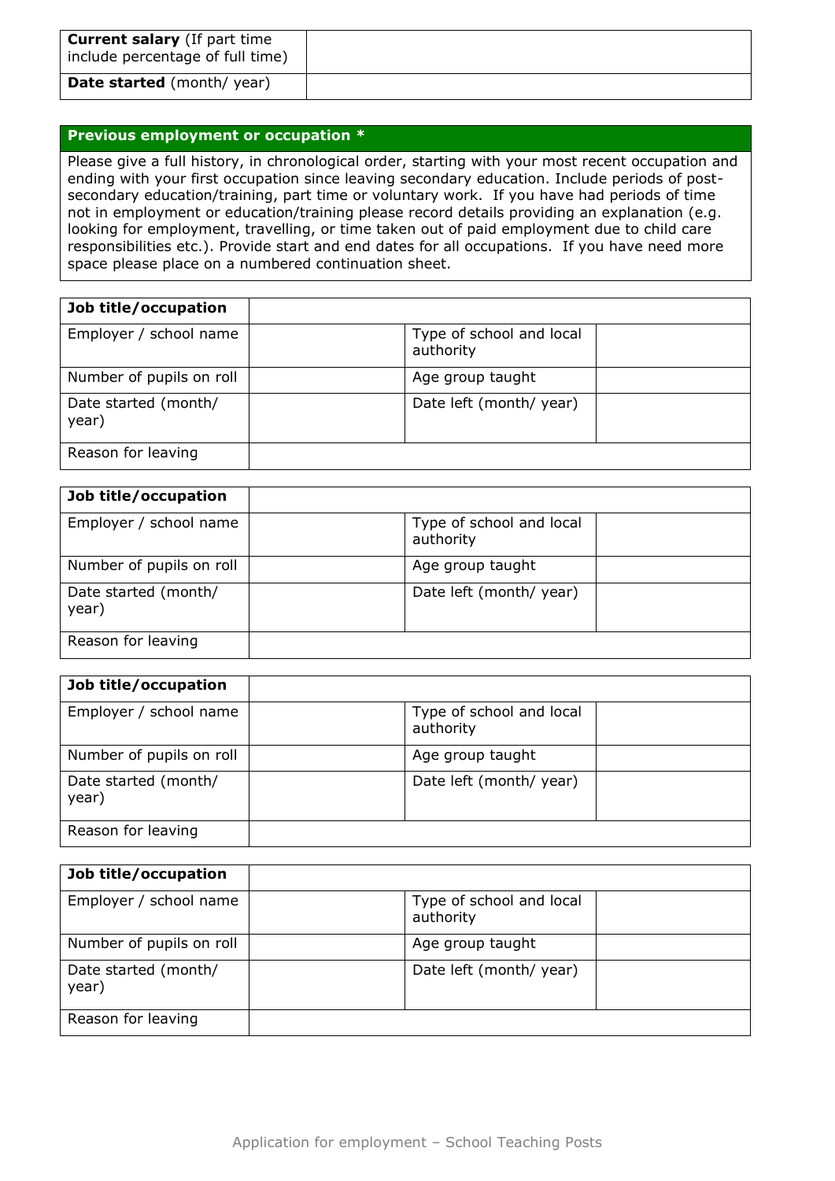| **Current salary** (If part time include percentage of full time) | |
|---|---|
| **Date started** (month/ year) | |

| **Previous employment or occupation \*** |
|---|
| Please give a full history, in chronological order, starting with your most recent occupation and ending with your first occupation since leaving secondary education. Include periods of post-secondary education/training, part time or voluntary work. If you have had periods of time not in employment or education/training please record details providing an explanation (e.g. looking for employment, travelling, or time taken out of paid employment due to child care responsibilities etc.). Provide start and end dates for all occupations. If you have need more space please place on a numbered continuation sheet. |

| **Job title/occupation** | | | |
|---|---|---|---|
| Employer / school name | | Type of school and local authority | |
| Number of pupils on roll | | Age group taught | |
| Date started (month/ year) | | Date left (month/ year) | |
| Reason for leaving | | | |

| **Job title/occupation** | | | |
|---|---|---|---|
| Employer / school name | | Type of school and local authority | |
| Number of pupils on roll | | Age group taught | |
| Date started (month/ year) | | Date left (month/ year) | |
| Reason for leaving | | | |

| **Job title/occupation** | | | |
|---|---|---|---|
| Employer / school name | | Type of school and local authority | |
| Number of pupils on roll | | Age group taught | |
| Date started (month/ year) | | Date left (month/ year) | |
| Reason for leaving | | | |

| **Job title/occupation** | | | |
|---|---|---|---|
| Employer / school name | | Type of school and local authority | |
| Number of pupils on roll | | Age group taught | |
| Date started (month/ year) | | Date left (month/ year) | |
| Reason for leaving | | | |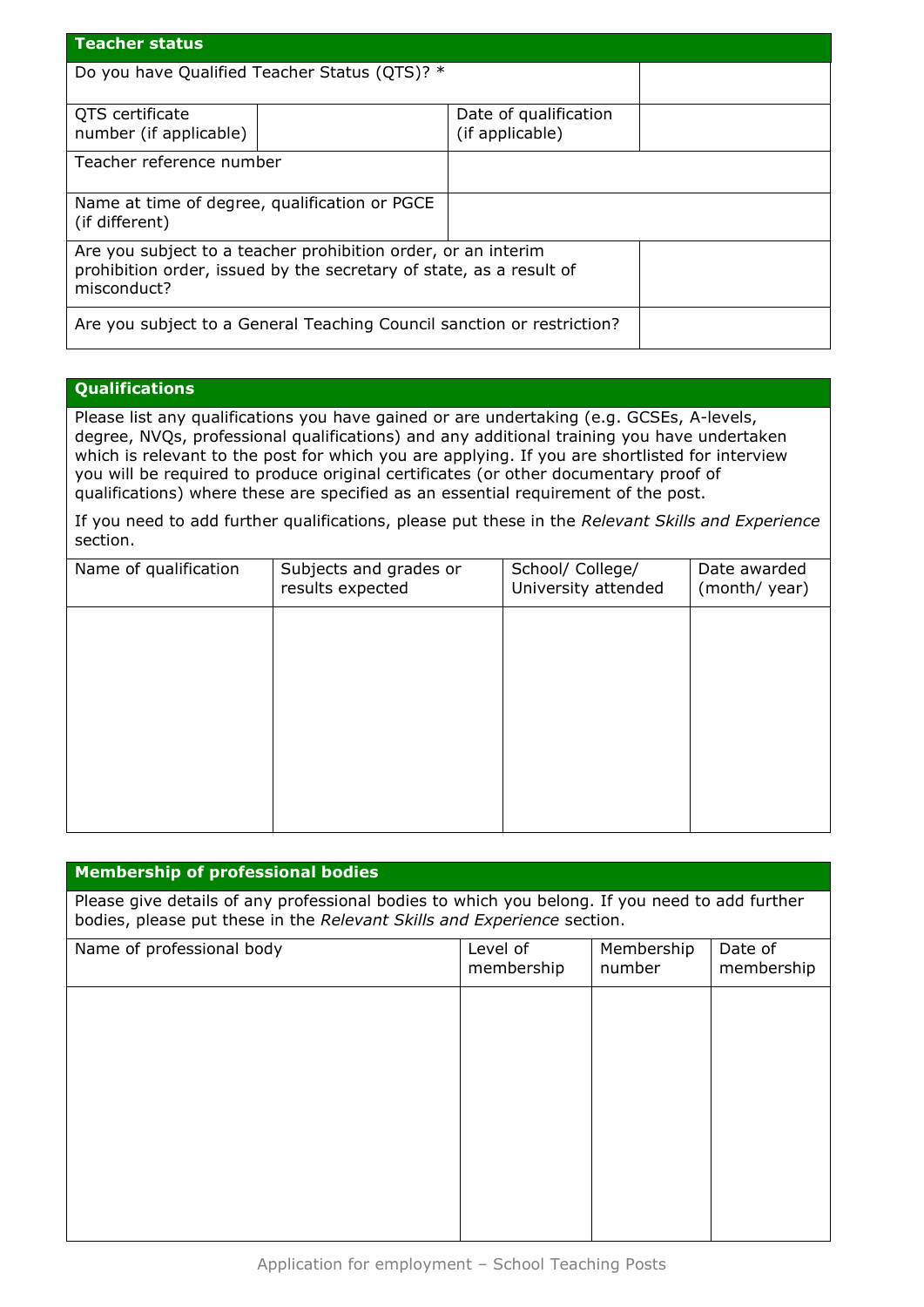## Teacher status

| Do you have Qualified Teacher Status (QTS)? * | | | |
|---|---|---|---|
| QTS certificate number (if applicable) | | Date of qualification (if applicable) | |
| Teacher reference number | | | |
| Name at time of degree, qualification or PGCE (if different) | | | |
| Are you subject to a teacher prohibition order, or an interim prohibition order, issued by the secretary of state, as a result of misconduct? | | | |
| Are you subject to a General Teaching Council sanction or restriction? | | | |

## Qualifications

Please list any qualifications you have gained or are undertaking (e.g. GCSEs, A-levels, degree, NVQs, professional qualifications) and any additional training you have undertaken which is relevant to the post for which you are applying. If you are shortlisted for interview you will be required to produce original certificates (or other documentary proof of qualifications) where these are specified as an essential requirement of the post.

If you need to add further qualifications, please put these in the *Relevant Skills and Experience* section.

| Name of qualification | Subjects and grades or results expected | School/ College/ University attended | Date awarded (month/ year) |
|---|---|---|---|
| | | | |

## Membership of professional bodies

Please give details of any professional bodies to which you belong. If you need to add further bodies, please put these in the *Relevant Skills and Experience* section.

| Name of professional body | Level of membership | Membership number | Date of membership |
|---|---|---|---|
| | | | |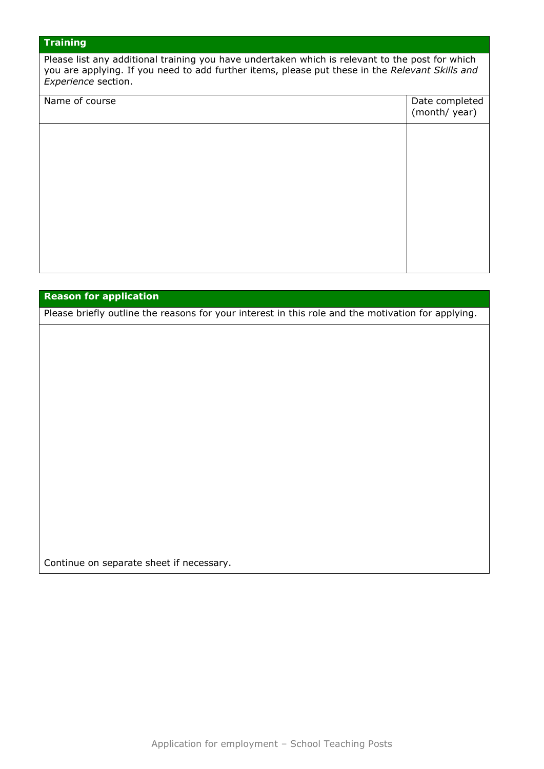## Training

Please list any additional training you have undertaken which is relevant to the post for which you are applying. If you need to add further items, please put these in the *Relevant Skills and Experience* section.

| Name of course | Date completed (month/ year) |
|---|---|
| | |

## Reason for application

Please briefly outline the reasons for your interest in this role and the motivation for applying.

Continue on separate sheet if necessary.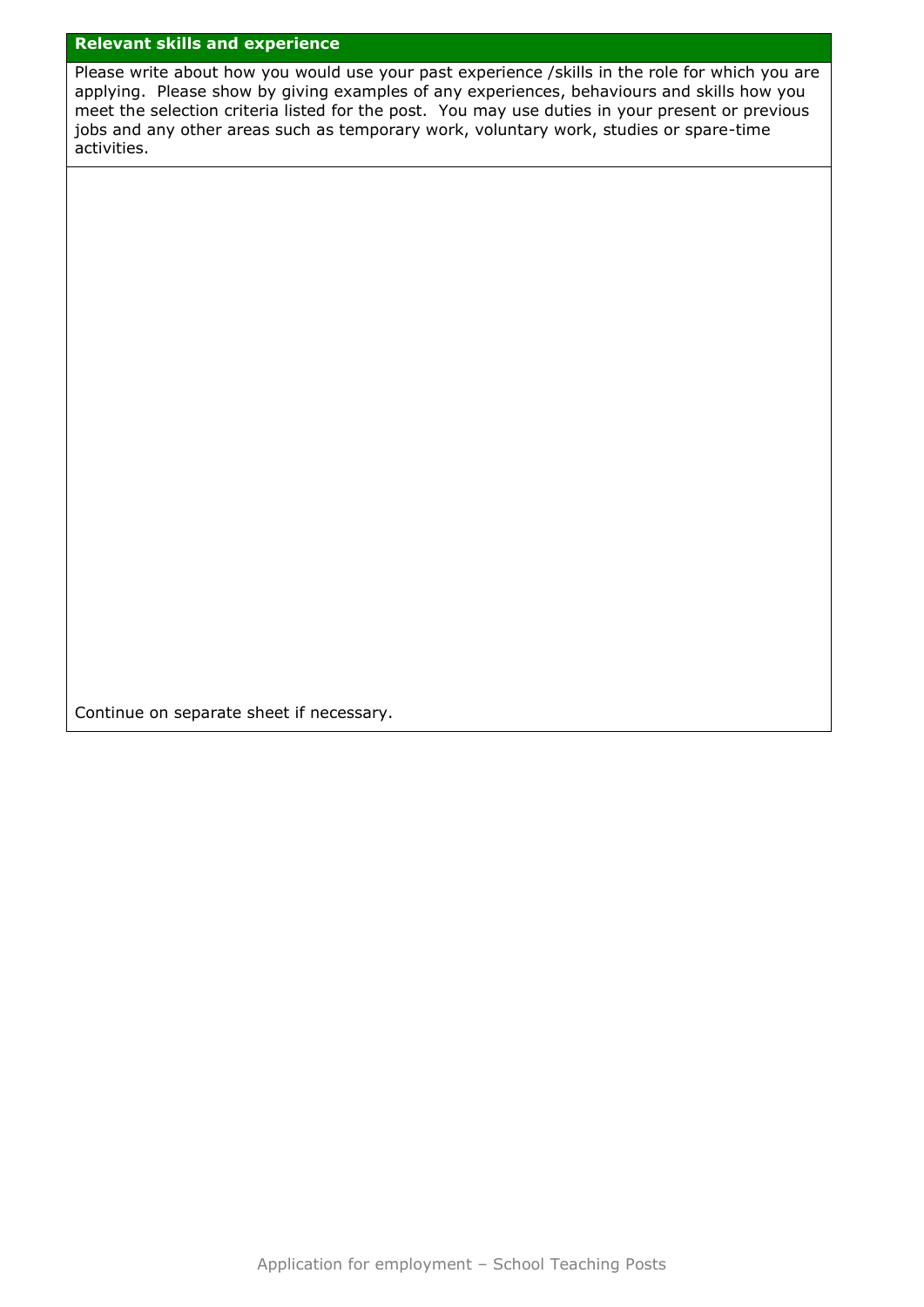## Relevant skills and experience

Please write about how you would use your past experience /skills in the role for which you are applying. Please show by giving examples of any experiences, behaviours and skills how you meet the selection criteria listed for the post. You may use duties in your present or previous jobs and any other areas such as temporary work, voluntary work, studies or spare-time activities.

Continue on separate sheet if necessary.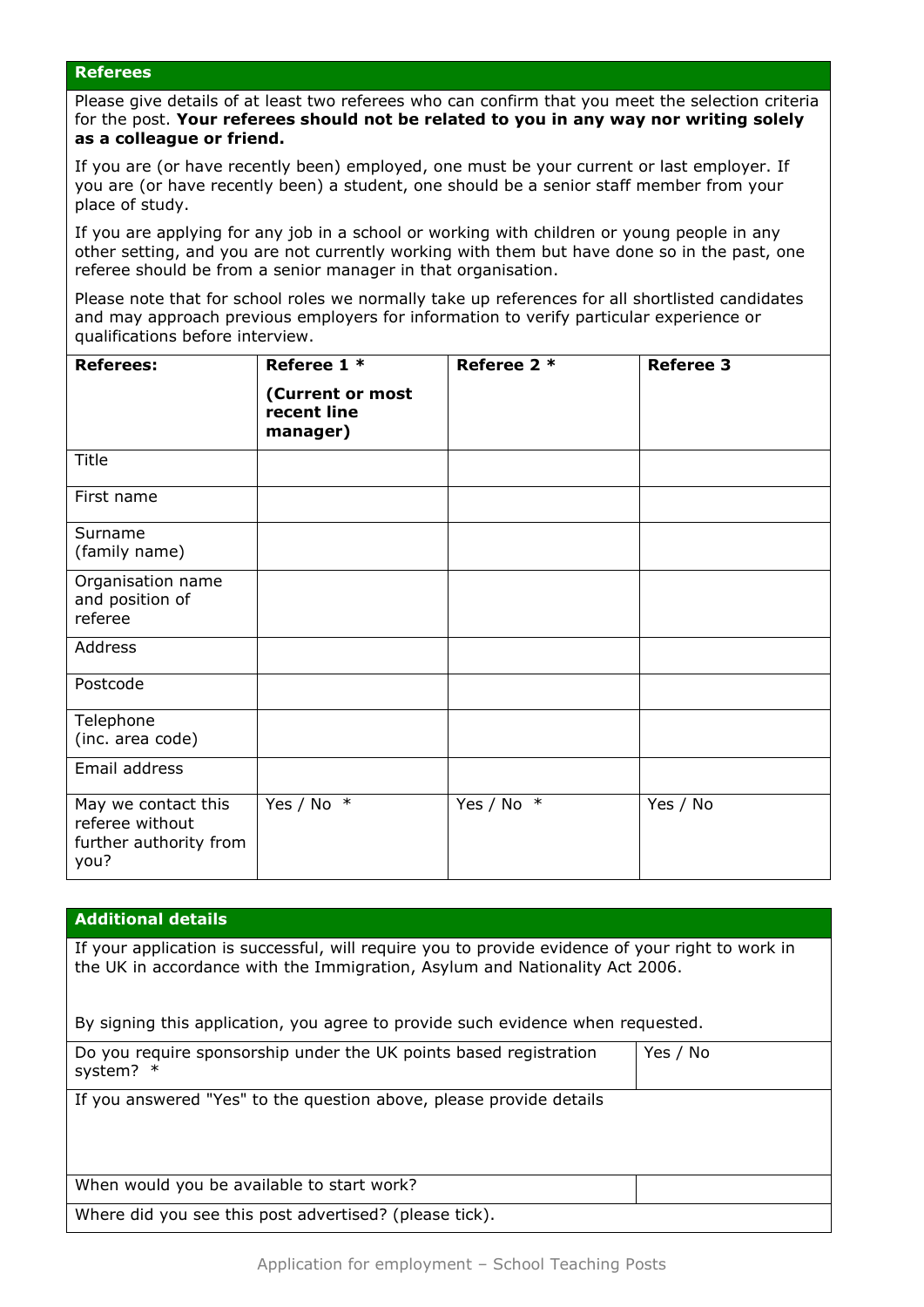## Referees

Please give details of at least two referees who can confirm that you meet the selection criteria for the post. **Your referees should not be related to you in any way nor writing solely as a colleague or friend.**

If you are (or have recently been) employed, one must be your current or last employer. If you are (or have recently been) a student, one should be a senior staff member from your place of study.

If you are applying for any job in a school or working with children or young people in any other setting, and you are not currently working with them but have done so in the past, one referee should be from a senior manager in that organisation.

Please note that for school roles we normally take up references for all shortlisted candidates and may approach previous employers for information to verify particular experience or qualifications before interview.

| **Referees:** | **Referee 1 * (Current or most recent line manager)** | **Referee 2 *** | **Referee 3** |
|---|---|---|---|
| Title | | | |
| First name | | | |
| Surname (family name) | | | |
| Organisation name and position of referee | | | |
| Address | | | |
| Postcode | | | |
| Telephone (inc. area code) | | | |
| Email address | | | |
| May we contact this referee without further authority from you? | Yes / No * | Yes / No * | Yes / No |

## Additional details

If your application is successful, will require you to provide evidence of your right to work in the UK in accordance with the Immigration, Asylum and Nationality Act 2006.

By signing this application, you agree to provide such evidence when requested.

| | |
|---|---|
| Do you require sponsorship under the UK points based registration system? * | Yes / No |
| If you answered "Yes" to the question above, please provide details | |
| When would you be available to start work? | |
| Where did you see this post advertised? (please tick). | |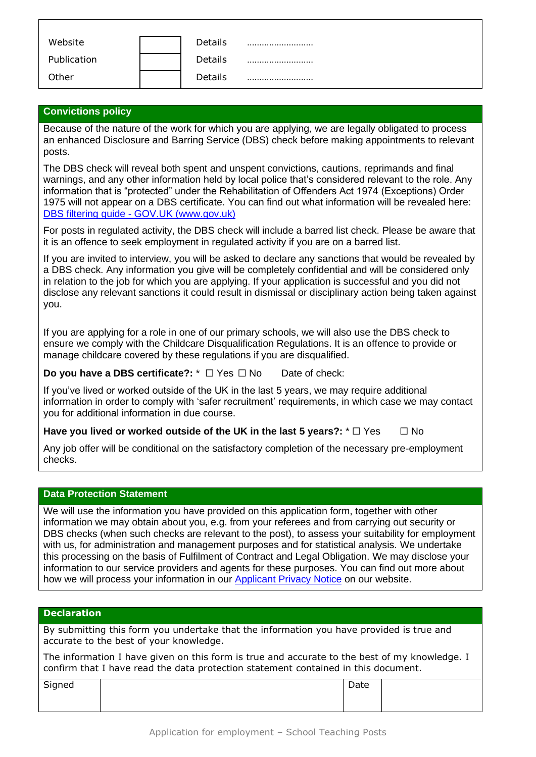| | | | |
|---|---|---|---|
| Website | | Details | ……………………… |
| Publication | | Details | ……………………… |
| Other | | Details | ……………………… |

## Convictions policy

Because of the nature of the work for which you are applying, we are legally obligated to process an enhanced Disclosure and Barring Service (DBS) check before making appointments to relevant posts.

The DBS check will reveal both spent and unspent convictions, cautions, reprimands and final warnings, and any other information held by local police that's considered relevant to the role. Any information that is "protected" under the Rehabilitation of Offenders Act 1974 (Exceptions) Order 1975 will not appear on a DBS certificate. You can find out what information will be revealed here: [DBS filtering guide - GOV.UK (www.gov.uk)](https://www.gov.uk)

For posts in regulated activity, the DBS check will include a barred list check. Please be aware that it is an offence to seek employment in regulated activity if you are on a barred list.

If you are invited to interview, you will be asked to declare any sanctions that would be revealed by a DBS check. Any information you give will be completely confidential and will be considered only in relation to the job for which you are applying. If your application is successful and you did not disclose any relevant sanctions it could result in dismissal or disciplinary action being taken against you.

If you are applying for a role in one of our primary schools, we will also use the DBS check to ensure we comply with the Childcare Disqualification Regulations. It is an offence to provide or manage childcare covered by these regulations if you are disqualified.

**Do you have a DBS certificate?:** * ☐ Yes ☐ No    Date of check:

If you've lived or worked outside of the UK in the last 5 years, we may require additional information in order to comply with 'safer recruitment' requirements, in which case we may contact you for additional information in due course.

**Have you lived or worked outside of the UK in the last 5 years?:** * ☐ Yes    ☐ No

Any job offer will be conditional on the satisfactory completion of the necessary pre-employment checks.

## Data Protection Statement

We will use the information you have provided on this application form, together with other information we may obtain about you, e.g. from your referees and from carrying out security or DBS checks (when such checks are relevant to the post), to assess your suitability for employment with us, for administration and management purposes and for statistical analysis. We undertake this processing on the basis of Fulfilment of Contract and Legal Obligation. We may disclose your information to our service providers and agents for these purposes. You can find out more about how we will process your information in our [Applicant Privacy Notice]() on our website.

## Declaration

By submitting this form you undertake that the information you have provided is true and accurate to the best of your knowledge.

The information I have given on this form is true and accurate to the best of my knowledge. I confirm that I have read the data protection statement contained in this document.

| Signed | | Date | |
|---|---|---|---|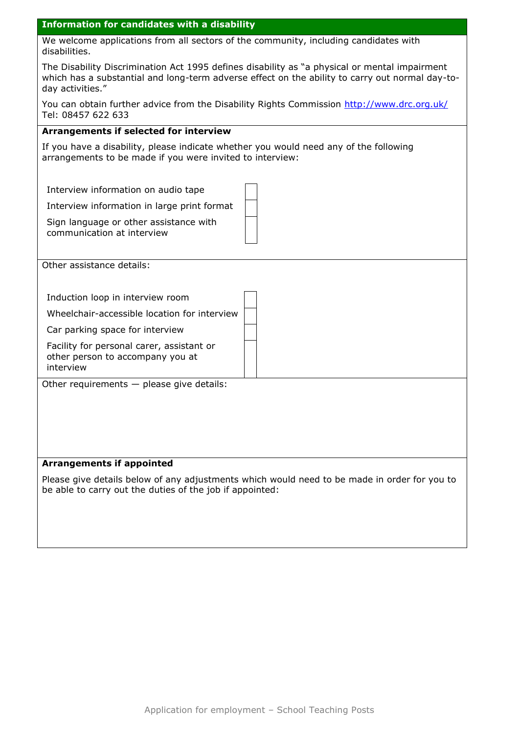## Information for candidates with a disability

We welcome applications from all sectors of the community, including candidates with disabilities.

The Disability Discrimination Act 1995 defines disability as "a physical or mental impairment which has a substantial and long-term adverse effect on the ability to carry out normal day-to-day activities."

You can obtain further advice from the Disability Rights Commission http://www.drc.org.uk/ Tel: 08457 622 633

### Arrangements if selected for interview

If you have a disability, please indicate whether you would need any of the following arrangements to be made if you were invited to interview:

| | |
|---|---|
| Interview information on audio tape | |
| Interview information in large print format | |
| Sign language or other assistance with communication at interview | |

Other assistance details:

| | |
|---|---|
| Induction loop in interview room | |
| Wheelchair-accessible location for interview | |
| Car parking space for interview | |
| Facility for personal carer, assistant or other person to accompany you at interview | |

Other requirements — please give details:

### Arrangements if appointed

Please give details below of any adjustments which would need to be made in order for you to be able to carry out the duties of the job if appointed: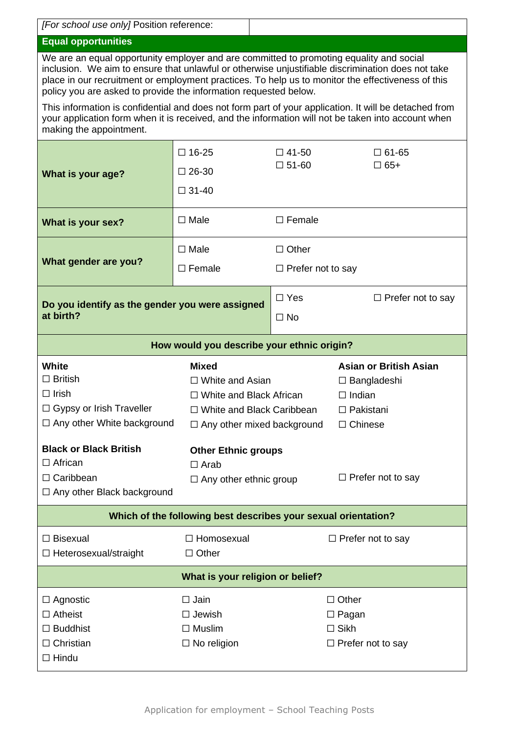| *[For school use only]* Position reference: | |
|---|---|

## Equal opportunities

We are an equal opportunity employer and are committed to promoting equality and social inclusion. We aim to ensure that unlawful or otherwise unjustifiable discrimination does not take place in our recruitment or employment practices. To help us to monitor the effectiveness of this policy you are asked to provide the information requested below.

This information is confidential and does not form part of your application. It will be detached from your application form when it is received, and the information will not be taken into account when making the appointment.

| | | | |
|---|---|---|---|
| **What is your age?** | ☐ 16-25<br>☐ 26-30<br>☐ 31-40 | ☐ 41-50<br>☐ 51-60 | ☐ 61-65<br>☐ 65+ |
| **What is your sex?** | ☐ Male | ☐ Female | |
| **What gender are you?** | ☐ Male<br>☐ Female | ☐ Other<br>☐ Prefer not to say | |
| **Do you identify as the gender you were assigned at birth?** | | ☐ Yes<br>☐ No | ☐ Prefer not to say |

### How would you describe your ethnic origin?

| | | |
|---|---|---|
| **White**<br>☐ British<br>☐ Irish<br>☐ Gypsy or Irish Traveller<br>☐ Any other White background | **Mixed**<br>☐ White and Asian<br>☐ White and Black African<br>☐ White and Black Caribbean<br>☐ Any other mixed background | **Asian or British Asian**<br>☐ Bangladeshi<br>☐ Indian<br>☐ Pakistani<br>☐ Chinese |
| **Black or Black British**<br>☐ African<br>☐ Caribbean<br>☐ Any other Black background | **Other Ethnic groups**<br>☐ Arab<br>☐ Any other ethnic group | ☐ Prefer not to say |

### Which of the following best describes your sexual orientation?

| | | |
|---|---|---|
| ☐ Bisexual<br>☐ Heterosexual/straight | ☐ Homosexual<br>☐ Other | ☐ Prefer not to say |

### What is your religion or belief?

| | | |
|---|---|---|
| ☐ Agnostic<br>☐ Atheist<br>☐ Buddhist<br>☐ Christian<br>☐ Hindu | ☐ Jain<br>☐ Jewish<br>☐ Muslim<br>☐ No religion | ☐ Other<br>☐ Pagan<br>☐ Sikh<br>☐ Prefer not to say |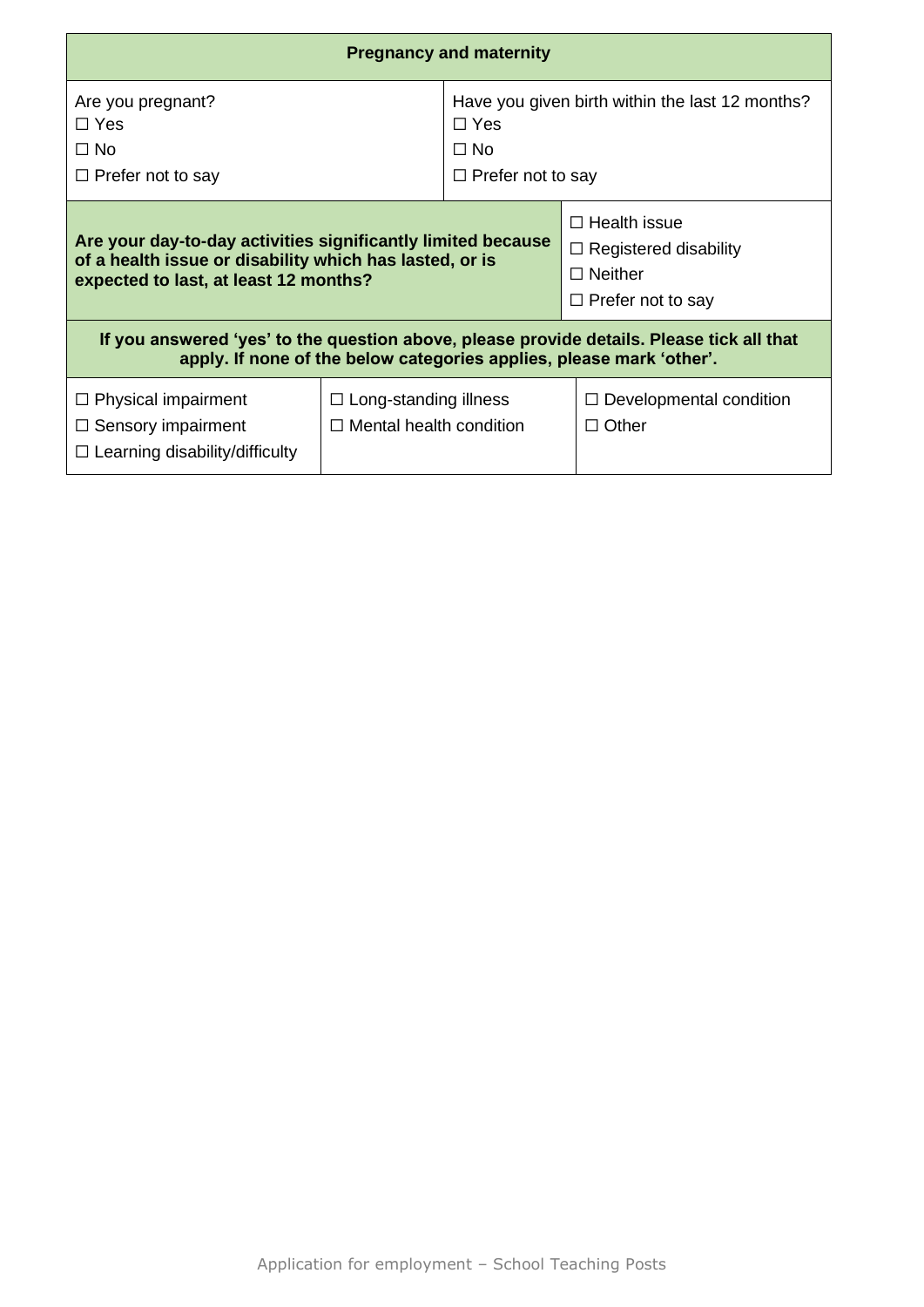| Pregnancy and maternity | |
|---|---|
| Are you pregnant?<br>☐ Yes<br>☐ No<br>☐ Prefer not to say | Have you given birth within the last 12 months?<br>☐ Yes<br>☐ No<br>☐ Prefer not to say |

| | |
|---|---|
| **Are your day-to-day activities significantly limited because of a health issue or disability which has lasted, or is expected to last, at least 12 months?** | ☐ Health issue<br>☐ Registered disability<br>☐ Neither<br>☐ Prefer not to say |

| If you answered 'yes' to the question above, please provide details. Please tick all that apply. If none of the below categories applies, please mark 'other'. | | |
|---|---|---|
| ☐ Physical impairment<br>☐ Sensory impairment<br>☐ Learning disability/difficulty | ☐ Long-standing illness<br>☐ Mental health condition | ☐ Developmental condition<br>☐ Other |